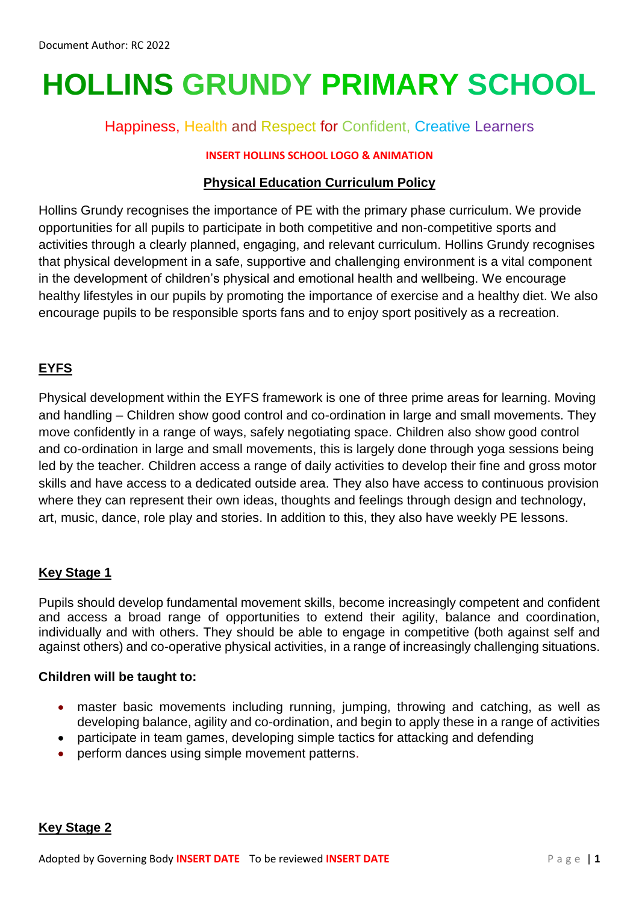Document Author: RC 2022

# HOLLINS GRUNDY PRIMARY SCHOOL

Happiness, Health and Respect for Confident, Creative Learners

**INSERT HOLLINS SCHOOL LOGO & ANIMATION**

## Physical Education Curriculum Policy

Hollins Grundy recognises the importance of PE with the primary phase curriculum. We provide opportunities for all pupils to participate in both competitive and non-competitive sports and activities through a clearly planned, engaging, and relevant curriculum. Hollins Grundy recognises that physical development in a safe, supportive and challenging environment is a vital component in the development of children's physical and emotional health and wellbeing. We encourage healthy lifestyles in our pupils by promoting the importance of exercise and a healthy diet. We also encourage pupils to be responsible sports fans and to enjoy sport positively as a recreation.

### EYFS

Physical development within the EYFS framework is one of three prime areas for learning. Moving and handling – Children show good control and co-ordination in large and small movements. They move confidently in a range of ways, safely negotiating space. Children also show good control and co-ordination in large and small movements, this is largely done through yoga sessions being led by the teacher. Children access a range of daily activities to develop their fine and gross motor skills and have access to a dedicated outside area. They also have access to continuous provision where they can represent their own ideas, thoughts and feelings through design and technology, art, music, dance, role play and stories. In addition to this, they also have weekly PE lessons.

### Key Stage 1

Pupils should develop fundamental movement skills, become increasingly competent and confident and access a broad range of opportunities to extend their agility, balance and coordination, individually and with others. They should be able to engage in competitive (both against self and against others) and co-operative physical activities, in a range of increasingly challenging situations.

**Children will be taught to:**

- master basic movements including running, jumping, throwing and catching, as well as developing balance, agility and co-ordination, and begin to apply these in a range of activities
- participate in team games, developing simple tactics for attacking and defending
- perform dances using simple movement patterns.

### Key Stage 2

Adopted by Governing Body **INSERT DATE** To be reviewed **INSERT DATE**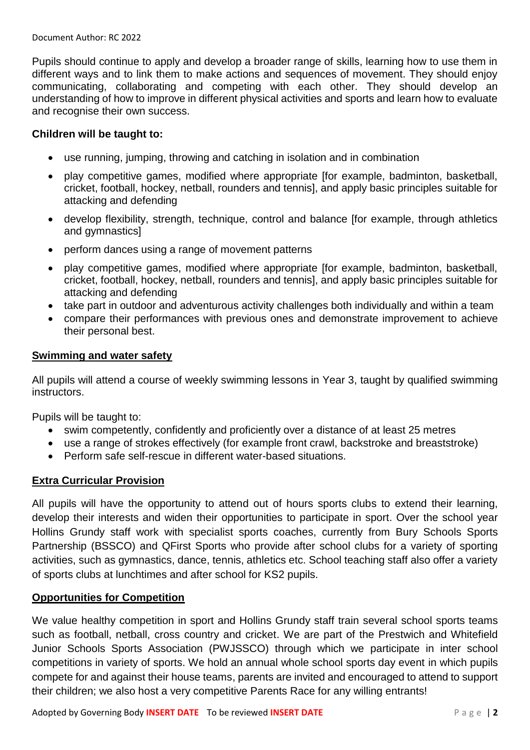Pupils should continue to apply and develop a broader range of skills, learning how to use them in different ways and to link them to make actions and sequences of movement. They should enjoy communicating, collaborating and competing with each other. They should develop an understanding of how to improve in different physical activities and sports and learn how to evaluate and recognise their own success.

**Children will be taught to:**

- use running, jumping, throwing and catching in isolation and in combination
- play competitive games, modified where appropriate [for example, badminton, basketball, cricket, football, hockey, netball, rounders and tennis], and apply basic principles suitable for attacking and defending
- develop flexibility, strength, technique, control and balance [for example, through athletics and gymnastics]
- perform dances using a range of movement patterns
- play competitive games, modified where appropriate [for example, badminton, basketball, cricket, football, hockey, netball, rounders and tennis], and apply basic principles suitable for attacking and defending
- take part in outdoor and adventurous activity challenges both individually and within a team
- compare their performances with previous ones and demonstrate improvement to achieve their personal best.

## Swimming and water safety

All pupils will attend a course of weekly swimming lessons in Year 3, taught by qualified swimming instructors.

Pupils will be taught to:

- swim competently, confidently and proficiently over a distance of at least 25 metres
- use a range of strokes effectively (for example front crawl, backstroke and breaststroke)
- Perform safe self-rescue in different water-based situations.

## Extra Curricular Provision

All pupils will have the opportunity to attend out of hours sports clubs to extend their learning, develop their interests and widen their opportunities to participate in sport. Over the school year Hollins Grundy staff work with specialist sports coaches, currently from Bury Schools Sports Partnership (BSSCO) and QFirst Sports who provide after school clubs for a variety of sporting activities, such as gymnastics, dance, tennis, athletics etc. School teaching staff also offer a variety of sports clubs at lunchtimes and after school for KS2 pupils.

## Opportunities for Competition

We value healthy competition in sport and Hollins Grundy staff train several school sports teams such as football, netball, cross country and cricket. We are part of the Prestwich and Whitefield Junior Schools Sports Association (PWJSSCO) through which we participate in inter school competitions in variety of sports. We hold an annual whole school sports day event in which pupils compete for and against their house teams, parents are invited and encouraged to attend to support their children; we also host a very competitive Parents Race for any willing entrants!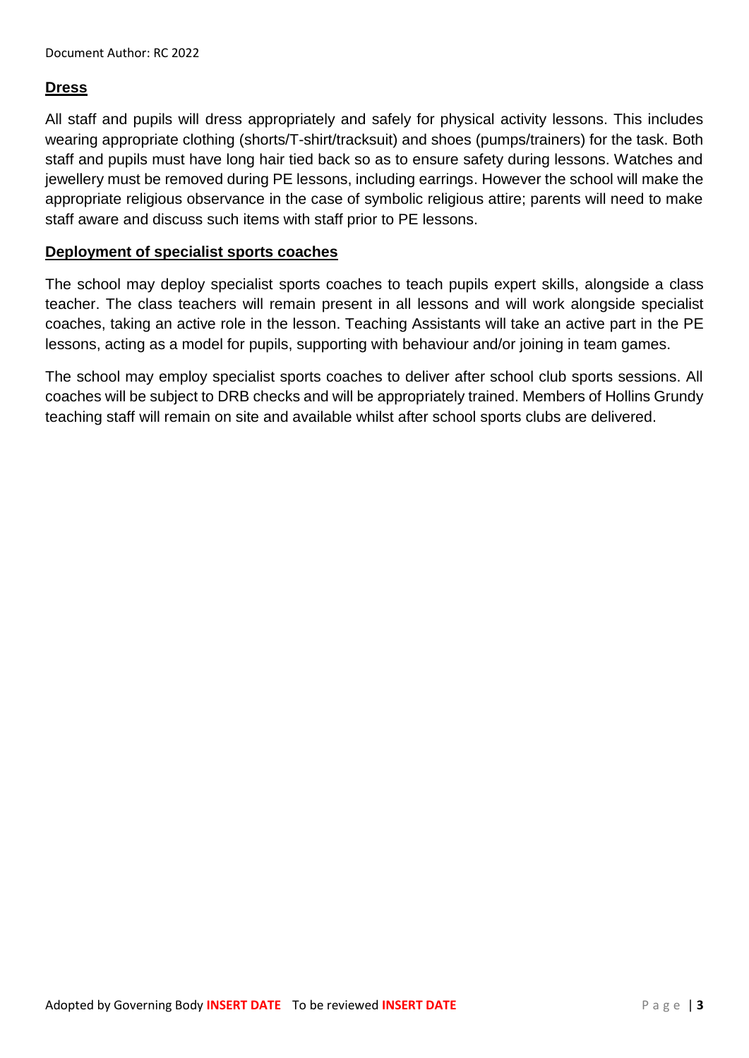## Dress

All staff and pupils will dress appropriately and safely for physical activity lessons. This includes wearing appropriate clothing (shorts/T-shirt/tracksuit) and shoes (pumps/trainers) for the task. Both staff and pupils must have long hair tied back so as to ensure safety during lessons. Watches and jewellery must be removed during PE lessons, including earrings. However the school will make the appropriate religious observance in the case of symbolic religious attire; parents will need to make staff aware and discuss such items with staff prior to PE lessons.

## Deployment of specialist sports coaches

The school may deploy specialist sports coaches to teach pupils expert skills, alongside a class teacher. The class teachers will remain present in all lessons and will work alongside specialist coaches, taking an active role in the lesson. Teaching Assistants will take an active part in the PE lessons, acting as a model for pupils, supporting with behaviour and/or joining in team games.

The school may employ specialist sports coaches to deliver after school club sports sessions. All coaches will be subject to DRB checks and will be appropriately trained. Members of Hollins Grundy teaching staff will remain on site and available whilst after school sports clubs are delivered.